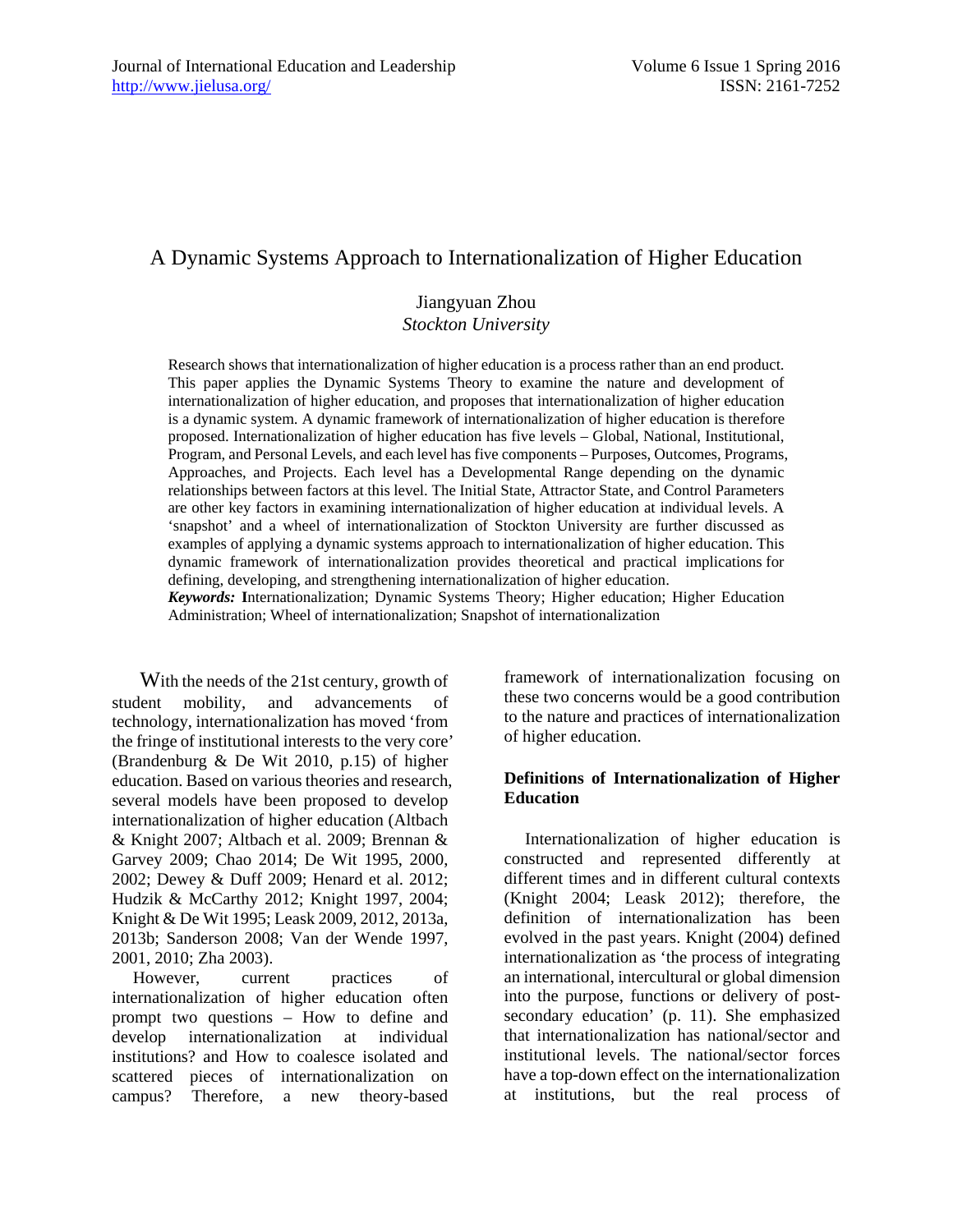# A Dynamic Systems Approach to Internationalization of Higher Education

Jiangyuan Zhou
*Stockton University*

Research shows that internationalization of higher education is a process rather than an end product. This paper applies the Dynamic Systems Theory to examine the nature and development of internationalization of higher education, and proposes that internationalization of higher education is a dynamic system. A dynamic framework of internationalization of higher education is therefore proposed. Internationalization of higher education has five levels – Global, National, Institutional, Program, and Personal Levels, and each level has five components – Purposes, Outcomes, Programs, Approaches, and Projects. Each level has a Developmental Range depending on the dynamic relationships between factors at this level. The Initial State, Attractor State, and Control Parameters are other key factors in examining internationalization of higher education at individual levels. A 'snapshot' and a wheel of internationalization of Stockton University are further discussed as examples of applying a dynamic systems approach to internationalization of higher education. This dynamic framework of internationalization provides theoretical and practical implications for defining, developing, and strengthening internationalization of higher education.

***Keywords:*** **I**nternationalization; Dynamic Systems Theory; Higher education; Higher Education Administration; Wheel of internationalization; Snapshot of internationalization

With the needs of the 21st century, growth of student mobility, and advancements of technology, internationalization has moved 'from the fringe of institutional interests to the very core' (Brandenburg & De Wit 2010, p.15) of higher education. Based on various theories and research, several models have been proposed to develop internationalization of higher education (Altbach & Knight 2007; Altbach et al. 2009; Brennan & Garvey 2009; Chao 2014; De Wit 1995, 2000, 2002; Dewey & Duff 2009; Henard et al. 2012; Hudzik & McCarthy 2012; Knight 1997, 2004; Knight & De Wit 1995; Leask 2009, 2012, 2013a, 2013b; Sanderson 2008; Van der Wende 1997, 2001, 2010; Zha 2003).

However, current practices of internationalization of higher education often prompt two questions – How to define and develop internationalization at individual institutions? and How to coalesce isolated and scattered pieces of internationalization on campus? Therefore, a new theory-based framework of internationalization focusing on these two concerns would be a good contribution to the nature and practices of internationalization of higher education.

## Definitions of Internationalization of Higher Education

Internationalization of higher education is constructed and represented differently at different times and in different cultural contexts (Knight 2004; Leask 2012); therefore, the definition of internationalization has been evolved in the past years. Knight (2004) defined internationalization as 'the process of integrating an international, intercultural or global dimension into the purpose, functions or delivery of post-secondary education' (p. 11). She emphasized that internationalization has national/sector and institutional levels. The national/sector forces have a top-down effect on the internationalization at institutions, but the real process of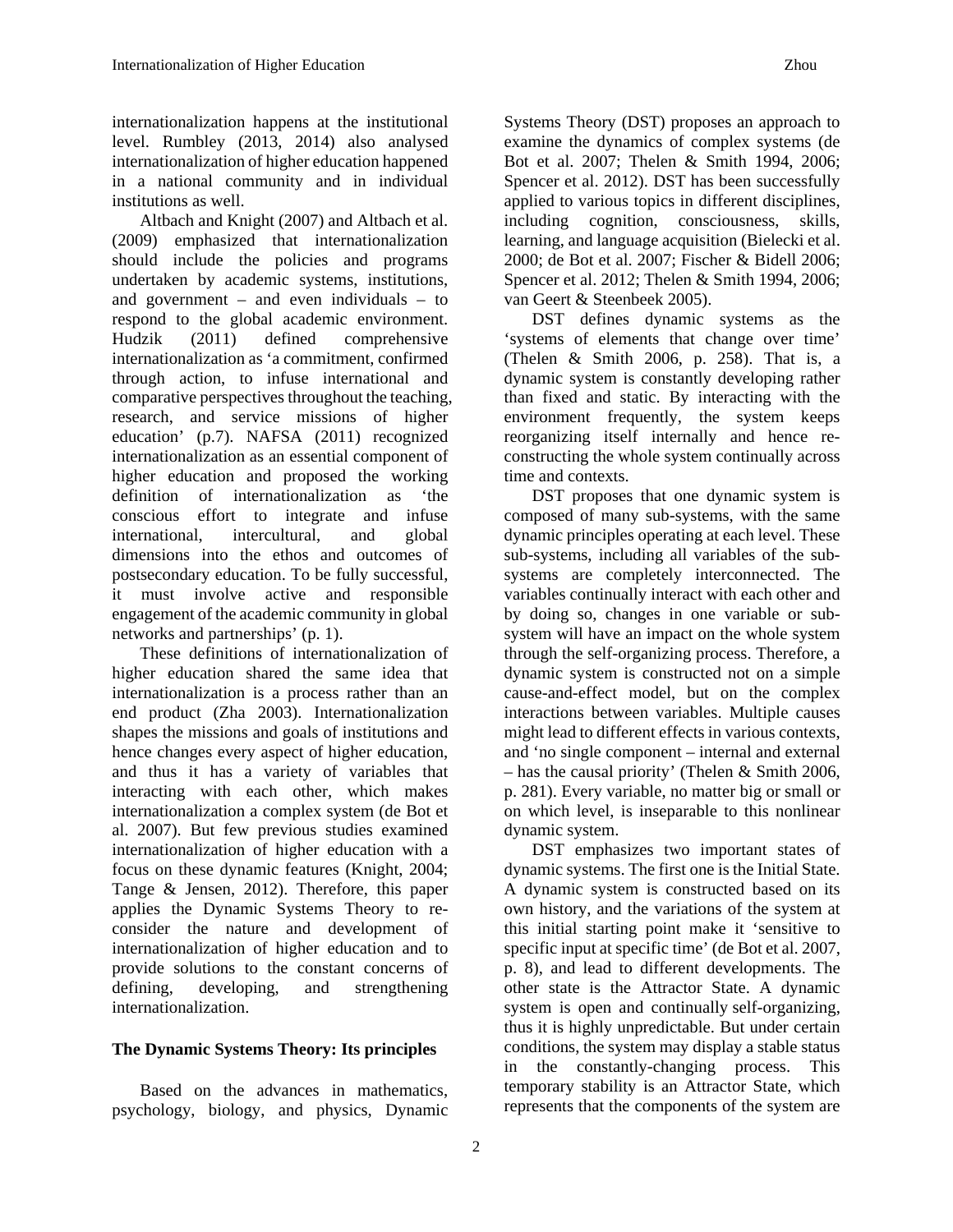internationalization happens at the institutional level. Rumbley (2013, 2014) also analysed internationalization of higher education happened in a national community and in individual institutions as well.

Altbach and Knight (2007) and Altbach et al. (2009) emphasized that internationalization should include the policies and programs undertaken by academic systems, institutions, and government – and even individuals – to respond to the global academic environment. Hudzik (2011) defined comprehensive internationalization as 'a commitment, confirmed through action, to infuse international and comparative perspectives throughout the teaching, research, and service missions of higher education' (p.7). NAFSA (2011) recognized internationalization as an essential component of higher education and proposed the working definition of internationalization as 'the conscious effort to integrate and infuse international, intercultural, and global dimensions into the ethos and outcomes of postsecondary education. To be fully successful, it must involve active and responsible engagement of the academic community in global networks and partnerships' (p. 1).

These definitions of internationalization of higher education shared the same idea that internationalization is a process rather than an end product (Zha 2003). Internationalization shapes the missions and goals of institutions and hence changes every aspect of higher education, and thus it has a variety of variables that interacting with each other, which makes internationalization a complex system (de Bot et al. 2007). But few previous studies examined internationalization of higher education with a focus on these dynamic features (Knight, 2004; Tange & Jensen, 2012). Therefore, this paper applies the Dynamic Systems Theory to re-consider the nature and development of internationalization of higher education and to provide solutions to the constant concerns of defining, developing, and strengthening internationalization.

## The Dynamic Systems Theory: Its principles

Based on the advances in mathematics, psychology, biology, and physics, Dynamic Systems Theory (DST) proposes an approach to examine the dynamics of complex systems (de Bot et al. 2007; Thelen & Smith 1994, 2006; Spencer et al. 2012). DST has been successfully applied to various topics in different disciplines, including cognition, consciousness, skills, learning, and language acquisition (Bielecki et al. 2000; de Bot et al. 2007; Fischer & Bidell 2006; Spencer et al. 2012; Thelen & Smith 1994, 2006; van Geert & Steenbeek 2005).

DST defines dynamic systems as the 'systems of elements that change over time' (Thelen & Smith 2006, p. 258). That is, a dynamic system is constantly developing rather than fixed and static. By interacting with the environment frequently, the system keeps reorganizing itself internally and hence re-constructing the whole system continually across time and contexts.

DST proposes that one dynamic system is composed of many sub-systems, with the same dynamic principles operating at each level. These sub-systems, including all variables of the sub-systems are completely interconnected. The variables continually interact with each other and by doing so, changes in one variable or sub-system will have an impact on the whole system through the self-organizing process. Therefore, a dynamic system is constructed not on a simple cause-and-effect model, but on the complex interactions between variables. Multiple causes might lead to different effects in various contexts, and 'no single component – internal and external – has the causal priority' (Thelen & Smith 2006, p. 281). Every variable, no matter big or small or on which level, is inseparable to this nonlinear dynamic system.

DST emphasizes two important states of dynamic systems. The first one is the Initial State. A dynamic system is constructed based on its own history, and the variations of the system at this initial starting point make it 'sensitive to specific input at specific time' (de Bot et al. 2007, p. 8), and lead to different developments. The other state is the Attractor State. A dynamic system is open and continually self-organizing, thus it is highly unpredictable. But under certain conditions, the system may display a stable status in the constantly-changing process. This temporary stability is an Attractor State, which represents that the components of the system are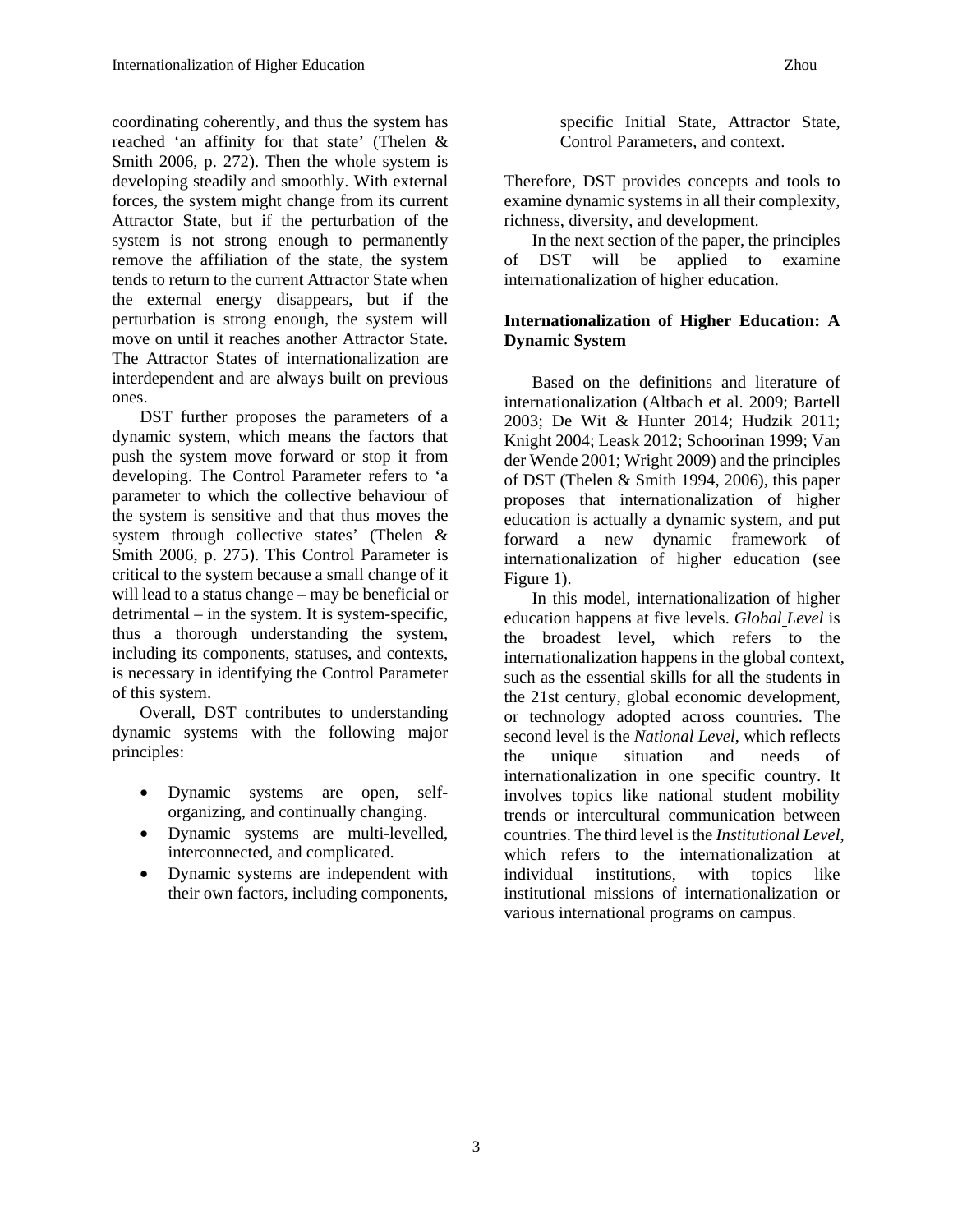coordinating coherently, and thus the system has reached 'an affinity for that state' (Thelen & Smith 2006, p. 272). Then the whole system is developing steadily and smoothly. With external forces, the system might change from its current Attractor State, but if the perturbation of the system is not strong enough to permanently remove the affiliation of the state, the system tends to return to the current Attractor State when the external energy disappears, but if the perturbation is strong enough, the system will move on until it reaches another Attractor State. The Attractor States of internationalization are interdependent and are always built on previous ones.

DST further proposes the parameters of a dynamic system, which means the factors that push the system move forward or stop it from developing. The Control Parameter refers to 'a parameter to which the collective behaviour of the system is sensitive and that thus moves the system through collective states' (Thelen & Smith 2006, p. 275). This Control Parameter is critical to the system because a small change of it will lead to a status change – may be beneficial or detrimental – in the system. It is system-specific, thus a thorough understanding the system, including its components, statuses, and contexts, is necessary in identifying the Control Parameter of this system.

Overall, DST contributes to understanding dynamic systems with the following major principles:

- Dynamic systems are open, self-organizing, and continually changing.
- Dynamic systems are multi-levelled, interconnected, and complicated.
- Dynamic systems are independent with their own factors, including components, specific Initial State, Attractor State, Control Parameters, and context.

Therefore, DST provides concepts and tools to examine dynamic systems in all their complexity, richness, diversity, and development.

In the next section of the paper, the principles of DST will be applied to examine internationalization of higher education.

**Internationalization of Higher Education: A Dynamic System**

Based on the definitions and literature of internationalization (Altbach et al. 2009; Bartell 2003; De Wit & Hunter 2014; Hudzik 2011; Knight 2004; Leask 2012; Schoorinan 1999; Van der Wende 2001; Wright 2009) and the principles of DST (Thelen & Smith 1994, 2006), this paper proposes that internationalization of higher education is actually a dynamic system, and put forward a new dynamic framework of internationalization of higher education (see Figure 1).

In this model, internationalization of higher education happens at five levels. *Global Level* is the broadest level, which refers to the internationalization happens in the global context, such as the essential skills for all the students in the 21st century, global economic development, or technology adopted across countries. The second level is the *National Level*, which reflects the unique situation and needs of internationalization in one specific country. It involves topics like national student mobility trends or intercultural communication between countries. The third level is the *Institutional Level*, which refers to the internationalization at individual institutions, with topics like institutional missions of internationalization or various international programs on campus.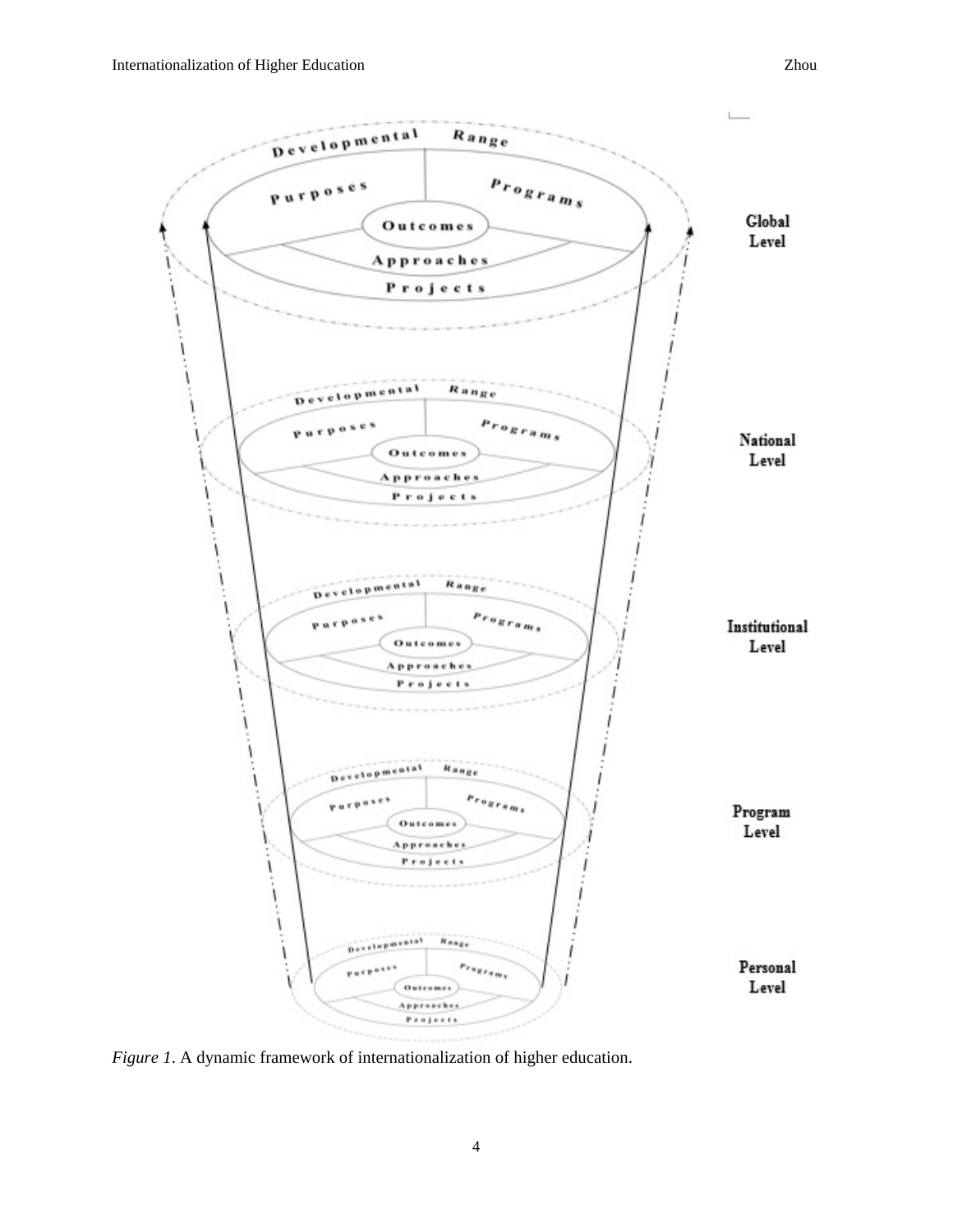*Figure 1*. A dynamic framework of internationalization of higher education.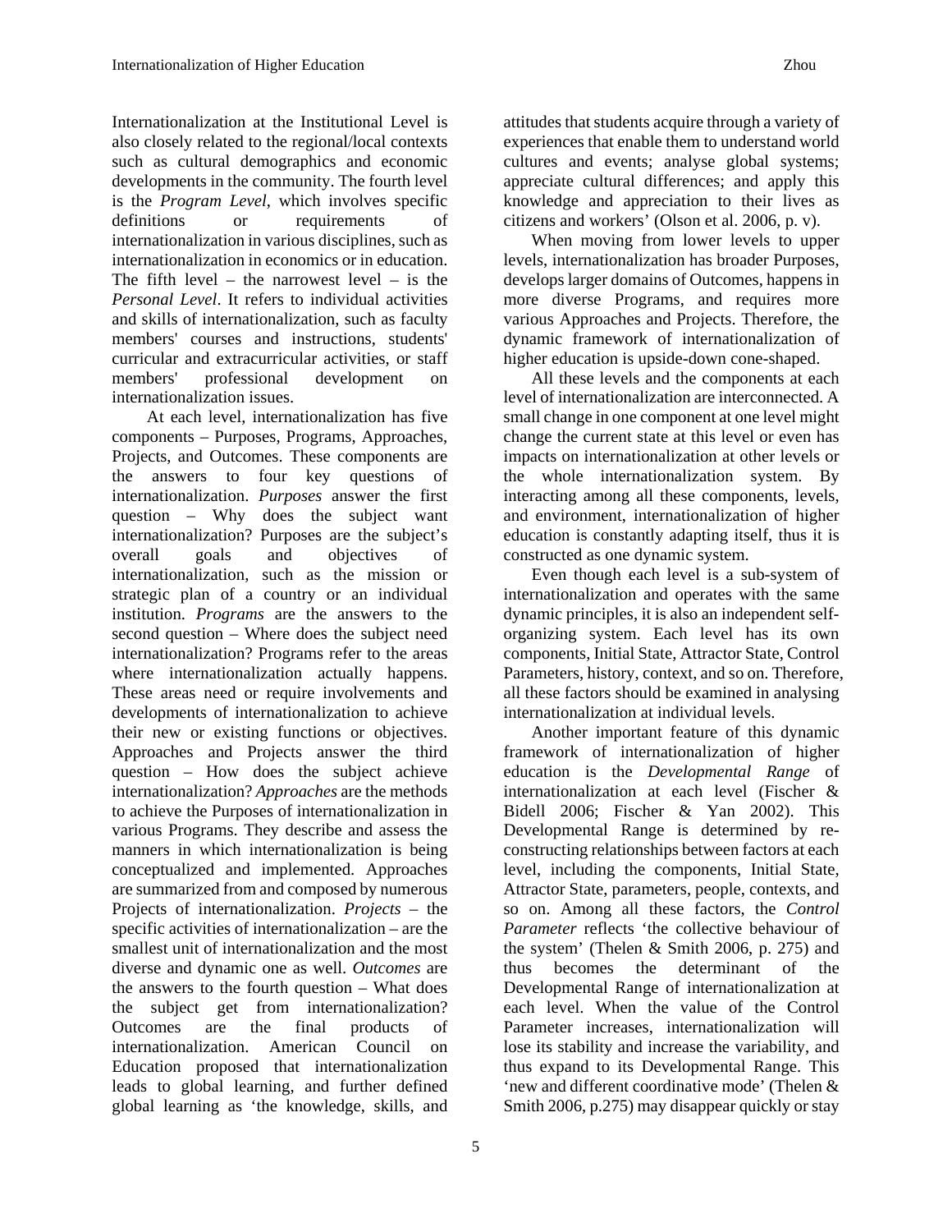Internationalization at the Institutional Level is also closely related to the regional/local contexts such as cultural demographics and economic developments in the community. The fourth level is the *Program Level*, which involves specific definitions or requirements of internationalization in various disciplines, such as internationalization in economics or in education. The fifth level – the narrowest level – is the *Personal Level*. It refers to individual activities and skills of internationalization, such as faculty members' courses and instructions, students' curricular and extracurricular activities, or staff members' professional development on internationalization issues.

At each level, internationalization has five components – Purposes, Programs, Approaches, Projects, and Outcomes. These components are the answers to four key questions of internationalization. *Purposes* answer the first question – Why does the subject want internationalization? Purposes are the subject's overall goals and objectives of internationalization, such as the mission or strategic plan of a country or an individual institution. *Programs* are the answers to the second question – Where does the subject need internationalization? Programs refer to the areas where internationalization actually happens. These areas need or require involvements and developments of internationalization to achieve their new or existing functions or objectives. Approaches and Projects answer the third question – How does the subject achieve internationalization? *Approaches* are the methods to achieve the Purposes of internationalization in various Programs. They describe and assess the manners in which internationalization is being conceptualized and implemented. Approaches are summarized from and composed by numerous Projects of internationalization. *Projects* – the specific activities of internationalization – are the smallest unit of internationalization and the most diverse and dynamic one as well. *Outcomes* are the answers to the fourth question – What does the subject get from internationalization? Outcomes are the final products of internationalization. American Council on Education proposed that internationalization leads to global learning, and further defined global learning as 'the knowledge, skills, and attitudes that students acquire through a variety of experiences that enable them to understand world cultures and events; analyse global systems; appreciate cultural differences; and apply this knowledge and appreciation to their lives as citizens and workers' (Olson et al. 2006, p. v).

When moving from lower levels to upper levels, internationalization has broader Purposes, develops larger domains of Outcomes, happens in more diverse Programs, and requires more various Approaches and Projects. Therefore, the dynamic framework of internationalization of higher education is upside-down cone-shaped.

All these levels and the components at each level of internationalization are interconnected. A small change in one component at one level might change the current state at this level or even has impacts on internationalization at other levels or the whole internationalization system. By interacting among all these components, levels, and environment, internationalization of higher education is constantly adapting itself, thus it is constructed as one dynamic system.

Even though each level is a sub-system of internationalization and operates with the same dynamic principles, it is also an independent self-organizing system. Each level has its own components, Initial State, Attractor State, Control Parameters, history, context, and so on. Therefore, all these factors should be examined in analysing internationalization at individual levels.

Another important feature of this dynamic framework of internationalization of higher education is the *Developmental Range* of internationalization at each level (Fischer & Bidell 2006; Fischer & Yan 2002). This Developmental Range is determined by re-constructing relationships between factors at each level, including the components, Initial State, Attractor State, parameters, people, contexts, and so on. Among all these factors, the *Control Parameter* reflects 'the collective behaviour of the system' (Thelen & Smith 2006, p. 275) and thus becomes the determinant of the Developmental Range of internationalization at each level. When the value of the Control Parameter increases, internationalization will lose its stability and increase the variability, and thus expand to its Developmental Range. This 'new and different coordinative mode' (Thelen & Smith 2006, p.275) may disappear quickly or stay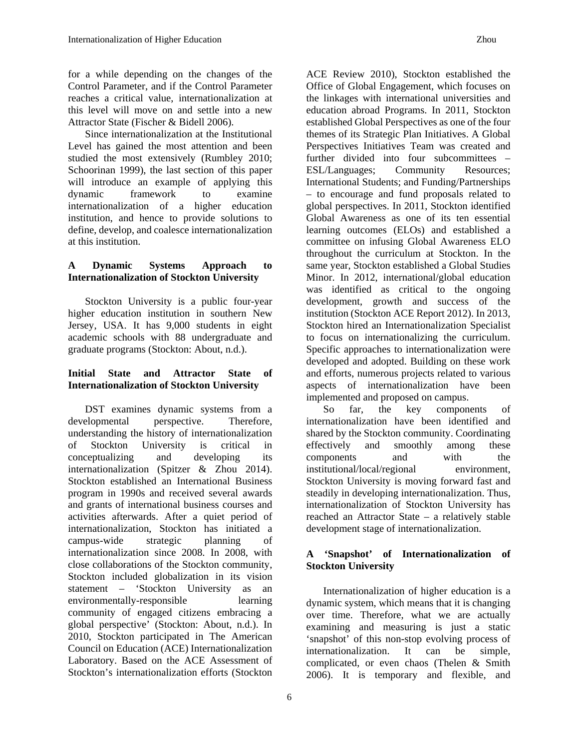for a while depending on the changes of the Control Parameter, and if the Control Parameter reaches a critical value, internationalization at this level will move on and settle into a new Attractor State (Fischer & Bidell 2006).

Since internationalization at the Institutional Level has gained the most attention and been studied the most extensively (Rumbley 2010; Schoorinan 1999), the last section of this paper will introduce an example of applying this dynamic framework to examine internationalization of a higher education institution, and hence to provide solutions to define, develop, and coalesce internationalization at this institution.

**A Dynamic Systems Approach to Internationalization of Stockton University**

Stockton University is a public four-year higher education institution in southern New Jersey, USA. It has 9,000 students in eight academic schools with 88 undergraduate and graduate programs (Stockton: About, n.d.).

**Initial State and Attractor State of Internationalization of Stockton University**

DST examines dynamic systems from a developmental perspective. Therefore, understanding the history of internationalization of Stockton University is critical in conceptualizing and developing its internationalization (Spitzer & Zhou 2014). Stockton established an International Business program in 1990s and received several awards and grants of international business courses and activities afterwards. After a quiet period of internationalization, Stockton has initiated a campus-wide strategic planning of internationalization since 2008. In 2008, with close collaborations of the Stockton community, Stockton included globalization in its vision statement – 'Stockton University as an environmentally-responsible learning community of engaged citizens embracing a global perspective' (Stockton: About, n.d.). In 2010, Stockton participated in The American Council on Education (ACE) Internationalization Laboratory. Based on the ACE Assessment of Stockton's internationalization efforts (Stockton ACE Review 2010), Stockton established the Office of Global Engagement, which focuses on the linkages with international universities and education abroad Programs. In 2011, Stockton established Global Perspectives as one of the four themes of its Strategic Plan Initiatives. A Global Perspectives Initiatives Team was created and further divided into four subcommittees – ESL/Languages; Community Resources; International Students; and Funding/Partnerships – to encourage and fund proposals related to global perspectives. In 2011, Stockton identified Global Awareness as one of its ten essential learning outcomes (ELOs) and established a committee on infusing Global Awareness ELO throughout the curriculum at Stockton. In the same year, Stockton established a Global Studies Minor. In 2012, international/global education was identified as critical to the ongoing development, growth and success of the institution (Stockton ACE Report 2012). In 2013, Stockton hired an Internationalization Specialist to focus on internationalizing the curriculum. Specific approaches to internationalization were developed and adopted. Building on these work and efforts, numerous projects related to various aspects of internationalization have been implemented and proposed on campus.

So far, the key components of internationalization have been identified and shared by the Stockton community. Coordinating effectively and smoothly among these components and with the institutional/local/regional environment, Stockton University is moving forward fast and steadily in developing internationalization. Thus, internationalization of Stockton University has reached an Attractor State – a relatively stable development stage of internationalization.

**A 'Snapshot' of Internationalization of Stockton University**

Internationalization of higher education is a dynamic system, which means that it is changing over time. Therefore, what we are actually examining and measuring is just a static 'snapshot' of this non-stop evolving process of internationalization. It can be simple, complicated, or even chaos (Thelen & Smith 2006). It is temporary and flexible, and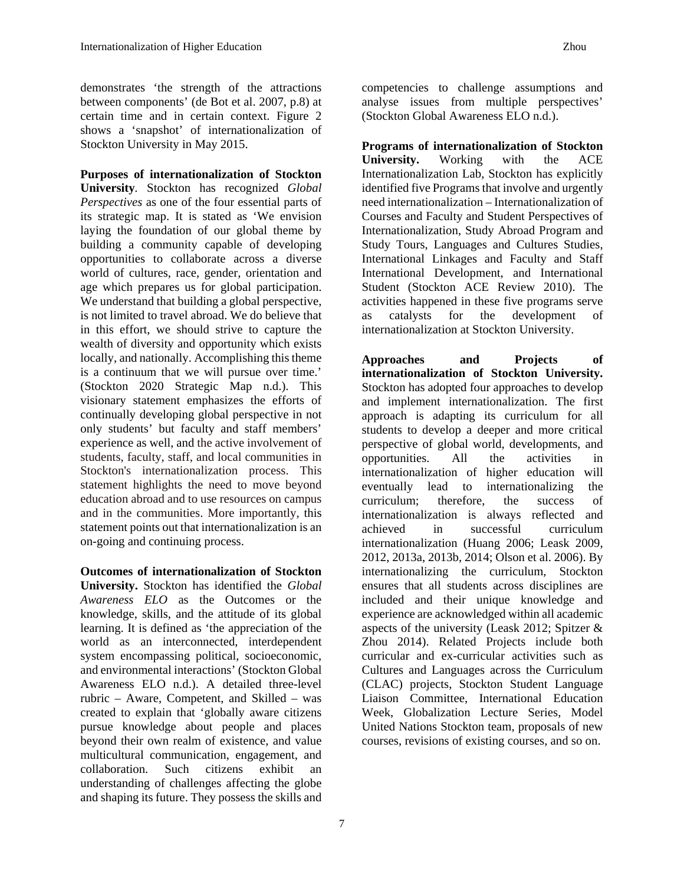demonstrates 'the strength of the attractions between components' (de Bot et al. 2007, p.8) at certain time and in certain context. Figure 2 shows a 'snapshot' of internationalization of Stockton University in May 2015.

**Purposes of internationalization of Stockton University**. Stockton has recognized *Global Perspectives* as one of the four essential parts of its strategic map. It is stated as 'We envision laying the foundation of our global theme by building a community capable of developing opportunities to collaborate across a diverse world of cultures, race, gender, orientation and age which prepares us for global participation. We understand that building a global perspective, is not limited to travel abroad. We do believe that in this effort, we should strive to capture the wealth of diversity and opportunity which exists locally, and nationally. Accomplishing this theme is a continuum that we will pursue over time.' (Stockton 2020 Strategic Map n.d.). This visionary statement emphasizes the efforts of continually developing global perspective in not only students' but faculty and staff members' experience as well, and the active involvement of students, faculty, staff, and local communities in Stockton's internationalization process. This statement highlights the need to move beyond education abroad and to use resources on campus and in the communities. More importantly, this statement points out that internationalization is an on-going and continuing process.

**Outcomes of internationalization of Stockton University.** Stockton has identified the *Global Awareness ELO* as the Outcomes or the knowledge, skills, and the attitude of its global learning. It is defined as 'the appreciation of the world as an interconnected, interdependent system encompassing political, socioeconomic, and environmental interactions' (Stockton Global Awareness ELO n.d.). A detailed three-level rubric – Aware, Competent, and Skilled – was created to explain that 'globally aware citizens pursue knowledge about people and places beyond their own realm of existence, and value multicultural communication, engagement, and collaboration. Such citizens exhibit an understanding of challenges affecting the globe and shaping its future. They possess the skills and competencies to challenge assumptions and analyse issues from multiple perspectives' (Stockton Global Awareness ELO n.d.).

**Programs of internationalization of Stockton University.** Working with the ACE Internationalization Lab, Stockton has explicitly identified five Programs that involve and urgently need internationalization – Internationalization of Courses and Faculty and Student Perspectives of Internationalization, Study Abroad Program and Study Tours, Languages and Cultures Studies, International Linkages and Faculty and Staff International Development, and International Student (Stockton ACE Review 2010). The activities happened in these five programs serve as catalysts for the development of internationalization at Stockton University.

**Approaches and Projects of internationalization of Stockton University.** Stockton has adopted four approaches to develop and implement internationalization. The first approach is adapting its curriculum for all students to develop a deeper and more critical perspective of global world, developments, and opportunities. All the activities in internationalization of higher education will eventually lead to internationalizing the curriculum; therefore, the success of internationalization is always reflected and achieved in successful curriculum internationalization (Huang 2006; Leask 2009, 2012, 2013a, 2013b, 2014; Olson et al. 2006). By internationalizing the curriculum, Stockton ensures that all students across disciplines are included and their unique knowledge and experience are acknowledged within all academic aspects of the university (Leask 2012; Spitzer & Zhou 2014). Related Projects include both curricular and ex-curricular activities such as Cultures and Languages across the Curriculum (CLAC) projects, Stockton Student Language Liaison Committee, International Education Week, Globalization Lecture Series, Model United Nations Stockton team, proposals of new courses, revisions of existing courses, and so on.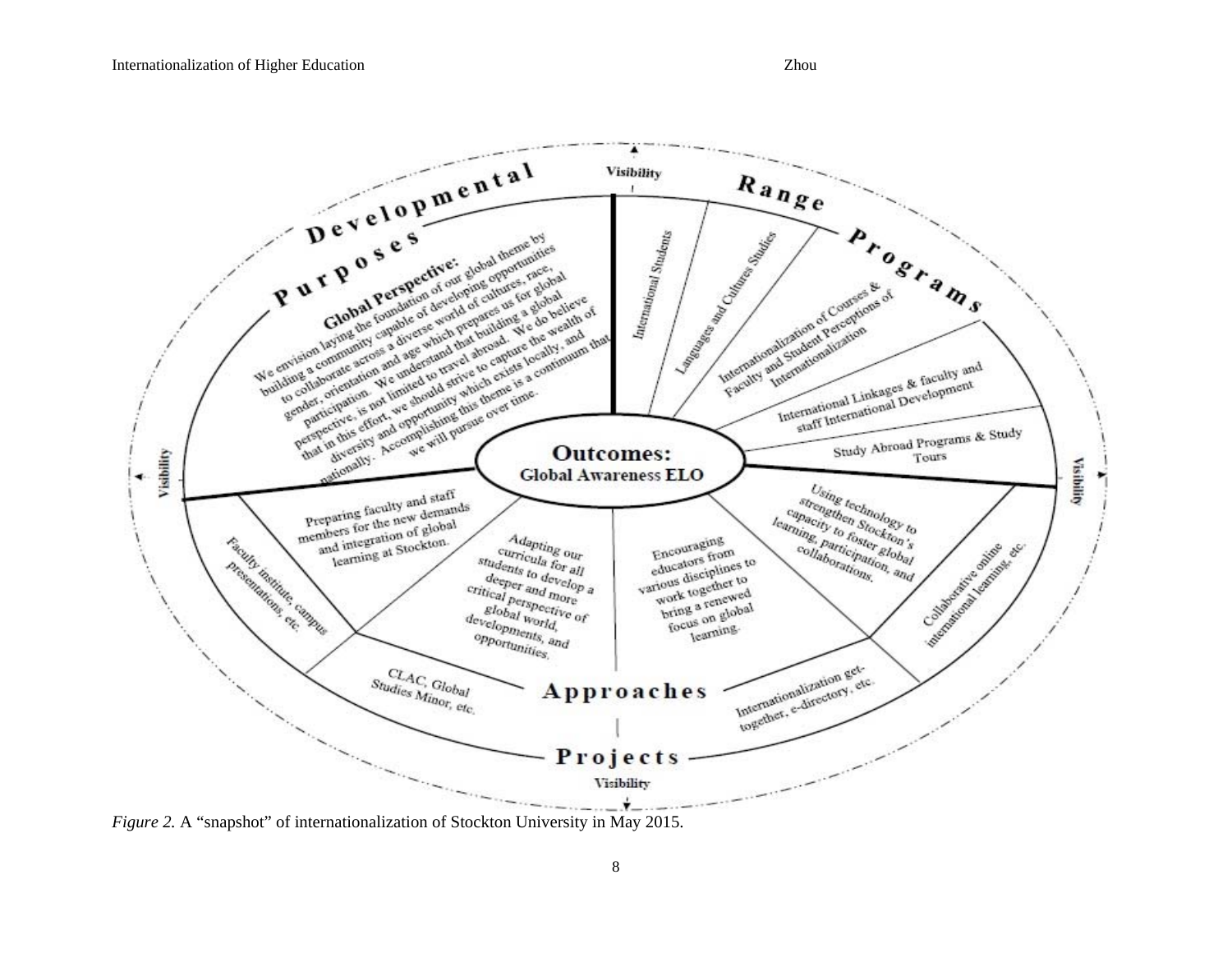**Developmental Purposes**

**Global Perspective:** We envision laying the foundation of our global theme by building a community capable of developing opportunities to collaborate across a diverse world of cultures, race, gender, orientation and age which prepares us for global participation. We understand that building a global perspective, is not limited to travel abroad. We do believe that in this effort, we should strive to capture the wealth of diversity and opportunity which exists locally, and nationally. Accomplishing this theme is a continuum that we will pursue over time.

**Range Programs**

- International Students
- Languages and Cultures Studies
- Internationalization of Courses & Faculty and Student Perceptions of Internationalization
- International Linkages & faculty and staff International Development
- Study Abroad Programs & Study Tours

**Outcomes: Global Awareness ELO**

**Approaches**

- Preparing faculty and staff members for the new demands and integration of global learning at Stockton.
- Adapting our curricula for all students to develop a deeper and more critical perspective of global world, developments, and opportunities.
- Encouraging educators from various disciplines to work together to bring a renewed focus on global learning.
- Using technology to strengthen Stockton's capacity to foster global learning, participation, and collaborations.

**Projects**

- Faculty institute, campus presentations, etc.
- CLAC, Global Studies Minor, etc.
- Internationalization get-together, e-directory, etc.
- Collaborative online international learning, etc.

Visibility

*Figure 2.* A "snapshot" of internationalization of Stockton University in May 2015.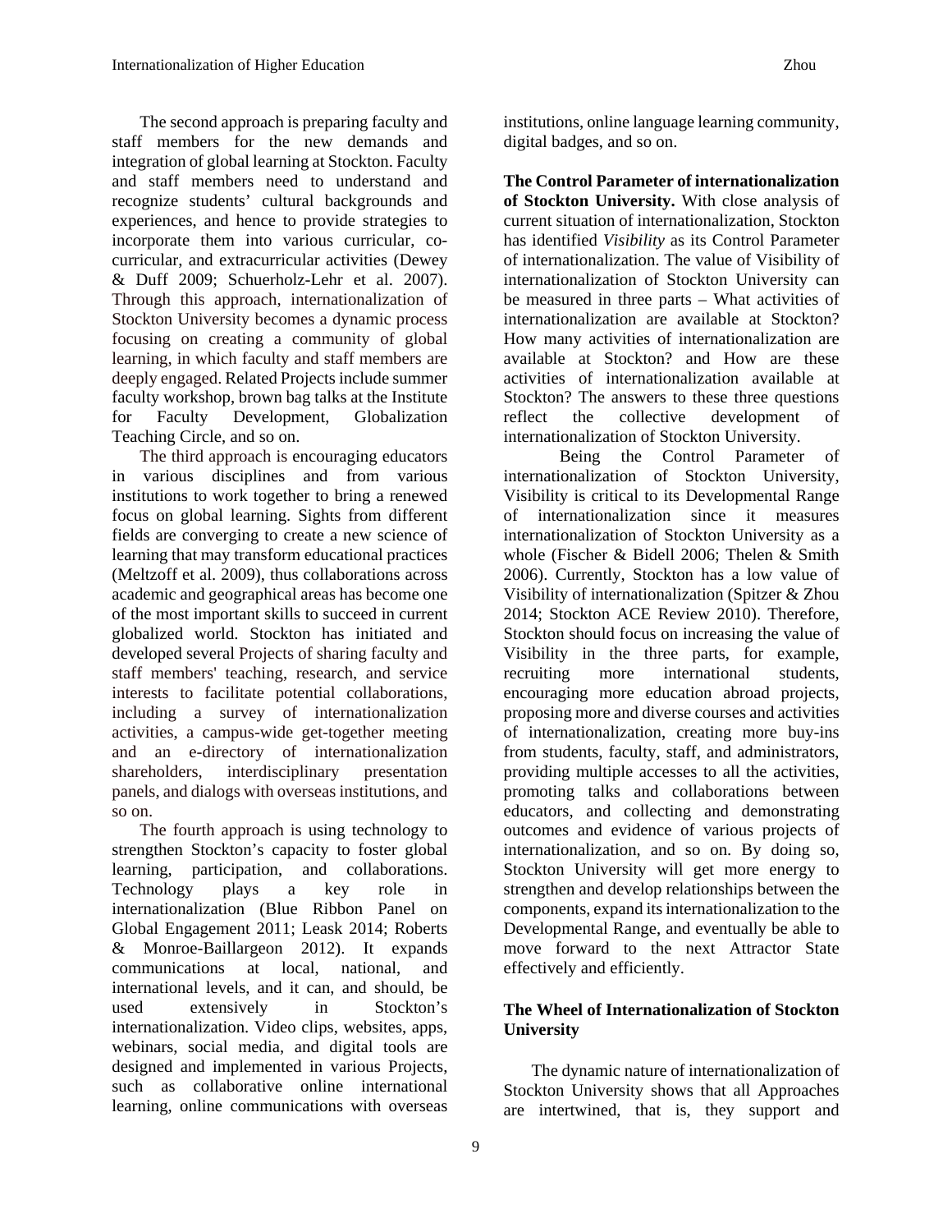The second approach is preparing faculty and staff members for the new demands and integration of global learning at Stockton. Faculty and staff members need to understand and recognize students' cultural backgrounds and experiences, and hence to provide strategies to incorporate them into various curricular, co-curricular, and extracurricular activities (Dewey & Duff 2009; Schuerholz-Lehr et al. 2007). Through this approach, internationalization of Stockton University becomes a dynamic process focusing on creating a community of global learning, in which faculty and staff members are deeply engaged. Related Projects include summer faculty workshop, brown bag talks at the Institute for Faculty Development, Globalization Teaching Circle, and so on.

The third approach is encouraging educators in various disciplines and from various institutions to work together to bring a renewed focus on global learning. Sights from different fields are converging to create a new science of learning that may transform educational practices (Meltzoff et al. 2009), thus collaborations across academic and geographical areas has become one of the most important skills to succeed in current globalized world. Stockton has initiated and developed several Projects of sharing faculty and staff members' teaching, research, and service interests to facilitate potential collaborations, including a survey of internationalization activities, a campus-wide get-together meeting and an e-directory of internationalization shareholders, interdisciplinary presentation panels, and dialogs with overseas institutions, and so on.

The fourth approach is using technology to strengthen Stockton's capacity to foster global learning, participation, and collaborations. Technology plays a key role in internationalization (Blue Ribbon Panel on Global Engagement 2011; Leask 2014; Roberts & Monroe-Baillargeon 2012). It expands communications at local, national, and international levels, and it can, and should, be used extensively in Stockton's internationalization. Video clips, websites, apps, webinars, social media, and digital tools are designed and implemented in various Projects, such as collaborative online international learning, online communications with overseas institutions, online language learning community, digital badges, and so on.

**The Control Parameter of internationalization of Stockton University.** With close analysis of current situation of internationalization, Stockton has identified *Visibility* as its Control Parameter of internationalization. The value of Visibility of internationalization of Stockton University can be measured in three parts – What activities of internationalization are available at Stockton? How many activities of internationalization are available at Stockton? and How are these activities of internationalization available at Stockton? The answers to these three questions reflect the collective development of internationalization of Stockton University.

Being the Control Parameter of internationalization of Stockton University, Visibility is critical to its Developmental Range of internationalization since it measures internationalization of Stockton University as a whole (Fischer & Bidell 2006; Thelen & Smith 2006). Currently, Stockton has a low value of Visibility of internationalization (Spitzer & Zhou 2014; Stockton ACE Review 2010). Therefore, Stockton should focus on increasing the value of Visibility in the three parts, for example, recruiting more international students, encouraging more education abroad projects, proposing more and diverse courses and activities of internationalization, creating more buy-ins from students, faculty, staff, and administrators, providing multiple accesses to all the activities, promoting talks and collaborations between educators, and collecting and demonstrating outcomes and evidence of various projects of internationalization, and so on. By doing so, Stockton University will get more energy to strengthen and develop relationships between the components, expand its internationalization to the Developmental Range, and eventually be able to move forward to the next Attractor State effectively and efficiently.

## The Wheel of Internationalization of Stockton University

The dynamic nature of internationalization of Stockton University shows that all Approaches are intertwined, that is, they support and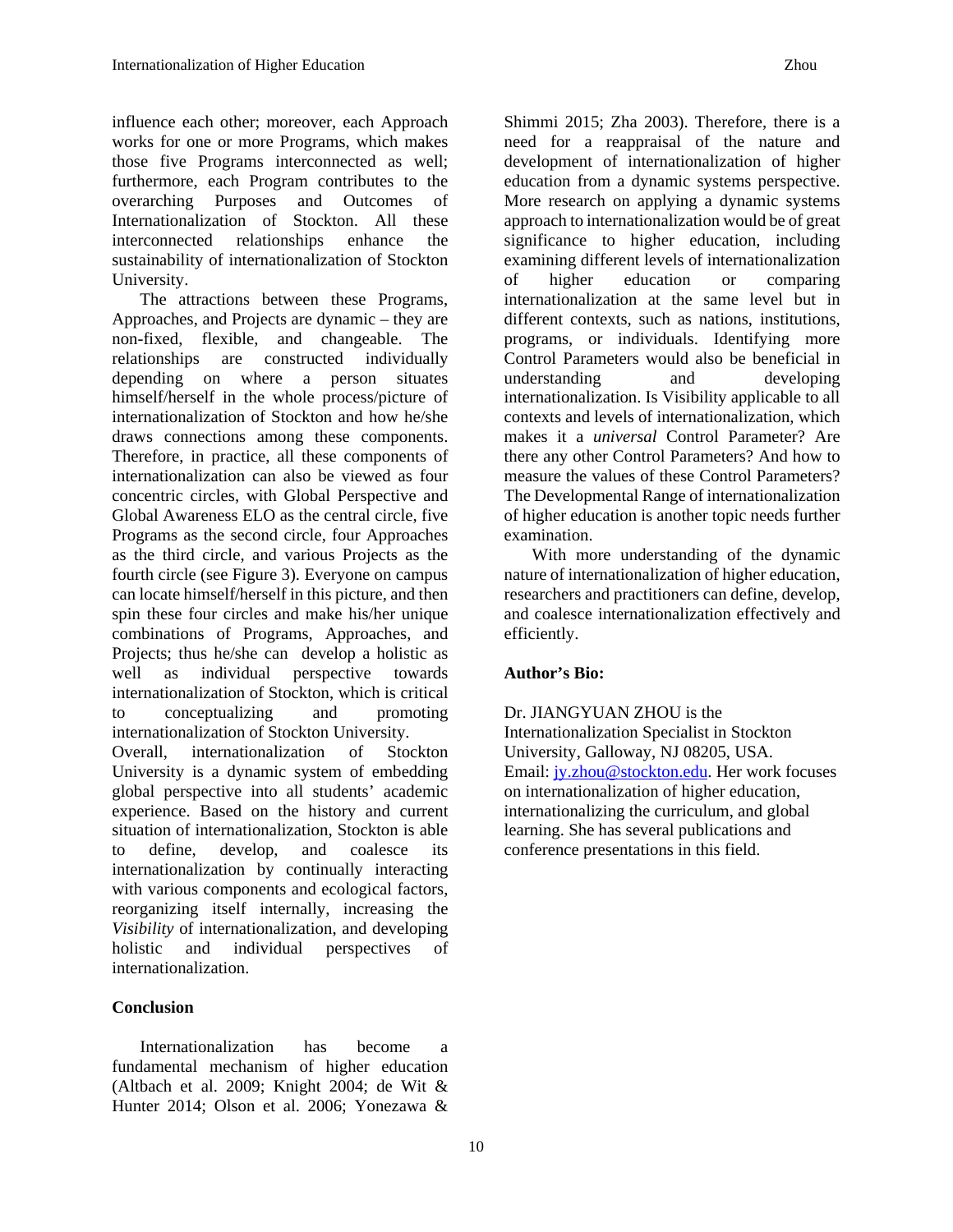influence each other; moreover, each Approach works for one or more Programs, which makes those five Programs interconnected as well; furthermore, each Program contributes to the overarching Purposes and Outcomes of Internationalization of Stockton. All these interconnected relationships enhance the sustainability of internationalization of Stockton University.

The attractions between these Programs, Approaches, and Projects are dynamic – they are non-fixed, flexible, and changeable. The relationships are constructed individually depending on where a person situates himself/herself in the whole process/picture of internationalization of Stockton and how he/she draws connections among these components. Therefore, in practice, all these components of internationalization can also be viewed as four concentric circles, with Global Perspective and Global Awareness ELO as the central circle, five Programs as the second circle, four Approaches as the third circle, and various Projects as the fourth circle (see Figure 3). Everyone on campus can locate himself/herself in this picture, and then spin these four circles and make his/her unique combinations of Programs, Approaches, and Projects; thus he/she can develop a holistic as well as individual perspective towards internationalization of Stockton, which is critical to conceptualizing and promoting internationalization of Stockton University.

Overall, internationalization of Stockton University is a dynamic system of embedding global perspective into all students' academic experience. Based on the history and current situation of internationalization, Stockton is able to define, develop, and coalesce its internationalization by continually interacting with various components and ecological factors, reorganizing itself internally, increasing the *Visibility* of internationalization, and developing holistic and individual perspectives of internationalization.

## Conclusion

Internationalization has become a fundamental mechanism of higher education (Altbach et al. 2009; Knight 2004; de Wit & Hunter 2014; Olson et al. 2006; Yonezawa & Shimmi 2015; Zha 2003). Therefore, there is a need for a reappraisal of the nature and development of internationalization of higher education from a dynamic systems perspective. More research on applying a dynamic systems approach to internationalization would be of great significance to higher education, including examining different levels of internationalization of higher education or comparing internationalization at the same level but in different contexts, such as nations, institutions, programs, or individuals. Identifying more Control Parameters would also be beneficial in understanding and developing internationalization. Is Visibility applicable to all contexts and levels of internationalization, which makes it a *universal* Control Parameter? Are there any other Control Parameters? And how to measure the values of these Control Parameters? The Developmental Range of internationalization of higher education is another topic needs further examination.

With more understanding of the dynamic nature of internationalization of higher education, researchers and practitioners can define, develop, and coalesce internationalization effectively and efficiently.

**Author's Bio:**

Dr. JIANGYUAN ZHOU is the Internationalization Specialist in Stockton University, Galloway, NJ 08205, USA. Email: jy.zhou@stockton.edu. Her work focuses on internationalization of higher education, internationalizing the curriculum, and global learning. She has several publications and conference presentations in this field.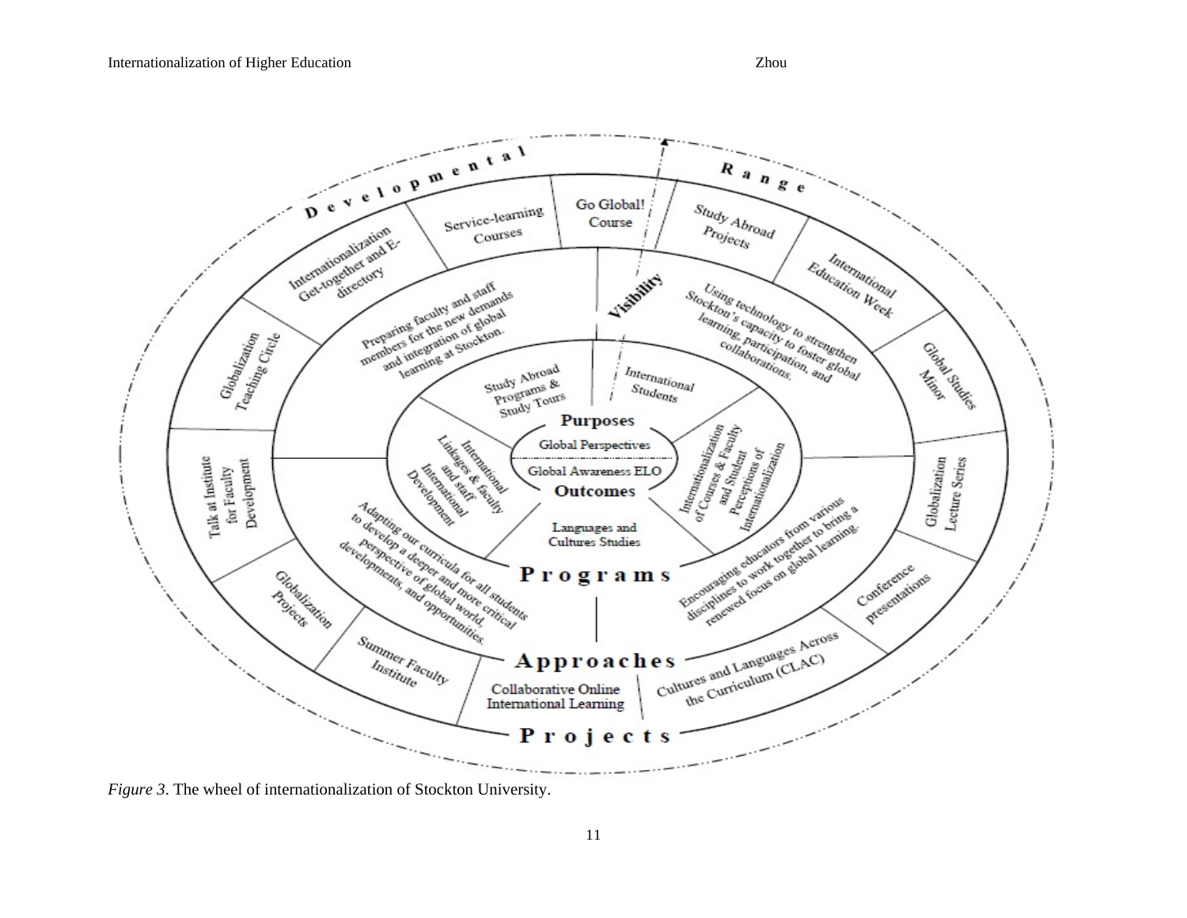*Figure 3*. The wheel of internationalization of Stockton University.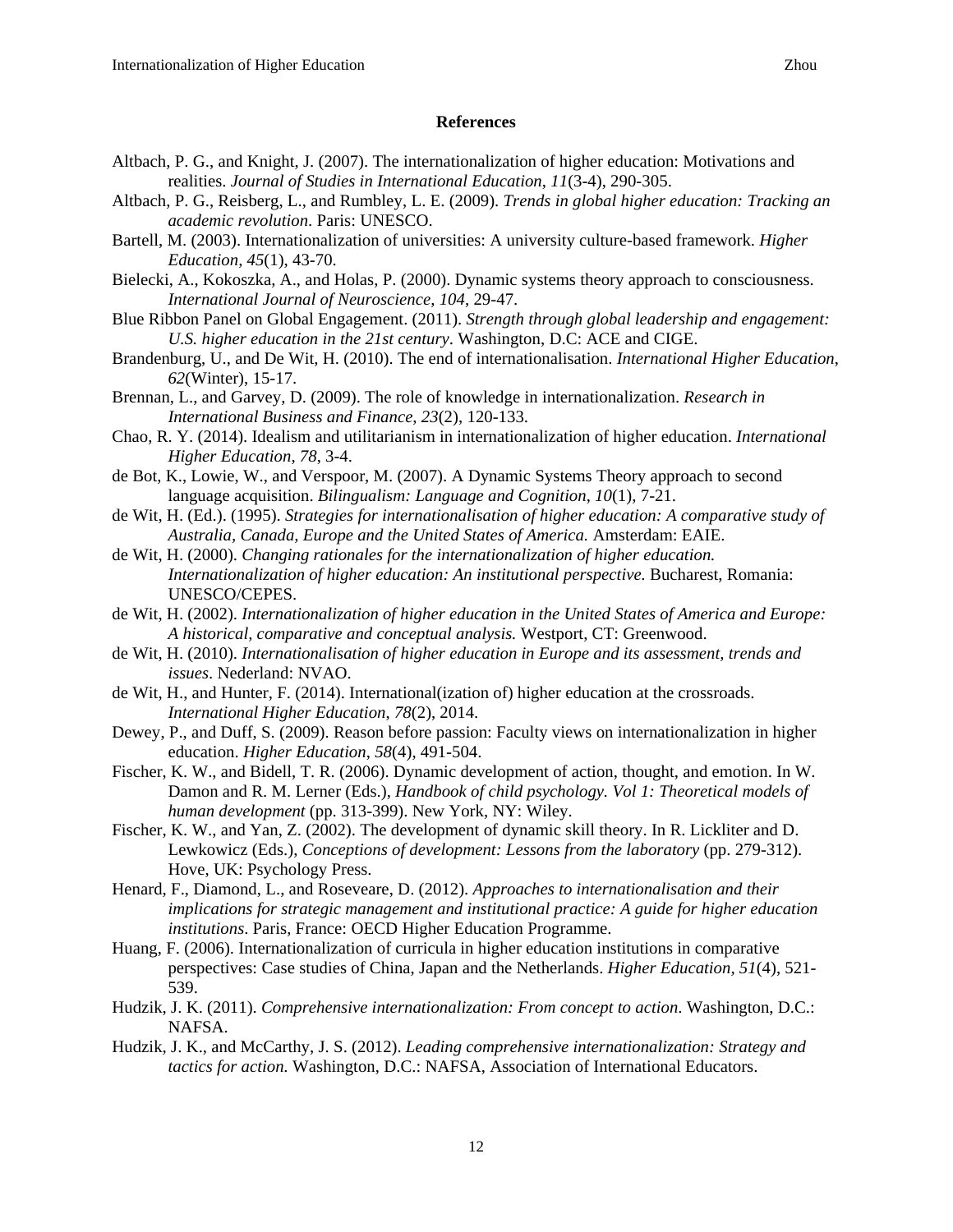## References

Altbach, P. G., and Knight, J. (2007). The internationalization of higher education: Motivations and realities. *Journal of Studies in International Education*, *11*(3-4), 290-305.

Altbach, P. G., Reisberg, L., and Rumbley, L. E. (2009). *Trends in global higher education: Tracking an academic revolution*. Paris: UNESCO.

Bartell, M. (2003). Internationalization of universities: A university culture-based framework. *Higher Education*, *45*(1), 43-70.

Bielecki, A., Kokoszka, A., and Holas, P. (2000). Dynamic systems theory approach to consciousness. *International Journal of Neuroscience*, *104*, 29-47.

Blue Ribbon Panel on Global Engagement. (2011). *Strength through global leadership and engagement: U.S. higher education in the 21st century*. Washington, D.C: ACE and CIGE.

Brandenburg, U., and De Wit, H. (2010). The end of internationalisation. *International Higher Education*, *62*(Winter), 15-17.

Brennan, L., and Garvey, D. (2009). The role of knowledge in internationalization. *Research in International Business and Finance*, *23*(2), 120-133.

Chao, R. Y. (2014). Idealism and utilitarianism in internationalization of higher education. *International Higher Education*, *78*, 3-4.

de Bot, K., Lowie, W., and Verspoor, M. (2007). A Dynamic Systems Theory approach to second language acquisition. *Bilingualism: Language and Cognition*, *10*(1), 7-21.

de Wit, H. (Ed.). (1995). *Strategies for internationalisation of higher education: A comparative study of Australia, Canada, Europe and the United States of America.* Amsterdam: EAIE.

de Wit, H. (2000). *Changing rationales for the internationalization of higher education. Internationalization of higher education: An institutional perspective.* Bucharest, Romania: UNESCO/CEPES.

de Wit, H. (2002). *Internationalization of higher education in the United States of America and Europe: A historical, comparative and conceptual analysis.* Westport, CT: Greenwood.

de Wit, H. (2010). *Internationalisation of higher education in Europe and its assessment, trends and issues*. Nederland: NVAO.

de Wit, H., and Hunter, F. (2014). International(ization of) higher education at the crossroads. *International Higher Education*, *78*(2), 2014.

Dewey, P., and Duff, S. (2009). Reason before passion: Faculty views on internationalization in higher education. *Higher Education*, *58*(4), 491-504.

Fischer, K. W., and Bidell, T. R. (2006). Dynamic development of action, thought, and emotion. In W. Damon and R. M. Lerner (Eds.), *Handbook of child psychology. Vol 1: Theoretical models of human development* (pp. 313-399). New York, NY: Wiley.

Fischer, K. W., and Yan, Z. (2002). The development of dynamic skill theory. In R. Lickliter and D. Lewkowicz (Eds.), *Conceptions of development: Lessons from the laboratory* (pp. 279-312). Hove, UK: Psychology Press.

Henard, F., Diamond, L., and Roseveare, D. (2012). *Approaches to internationalisation and their implications for strategic management and institutional practice: A guide for higher education institutions*. Paris, France: OECD Higher Education Programme.

Huang, F. (2006). Internationalization of curricula in higher education institutions in comparative perspectives: Case studies of China, Japan and the Netherlands. *Higher Education, 51*(4), 521-539.

Hudzik, J. K. (2011). *Comprehensive internationalization: From concept to action*. Washington, D.C.: NAFSA.

Hudzik, J. K., and McCarthy, J. S. (2012). *Leading comprehensive internationalization: Strategy and tactics for action.* Washington, D.C.: NAFSA, Association of International Educators.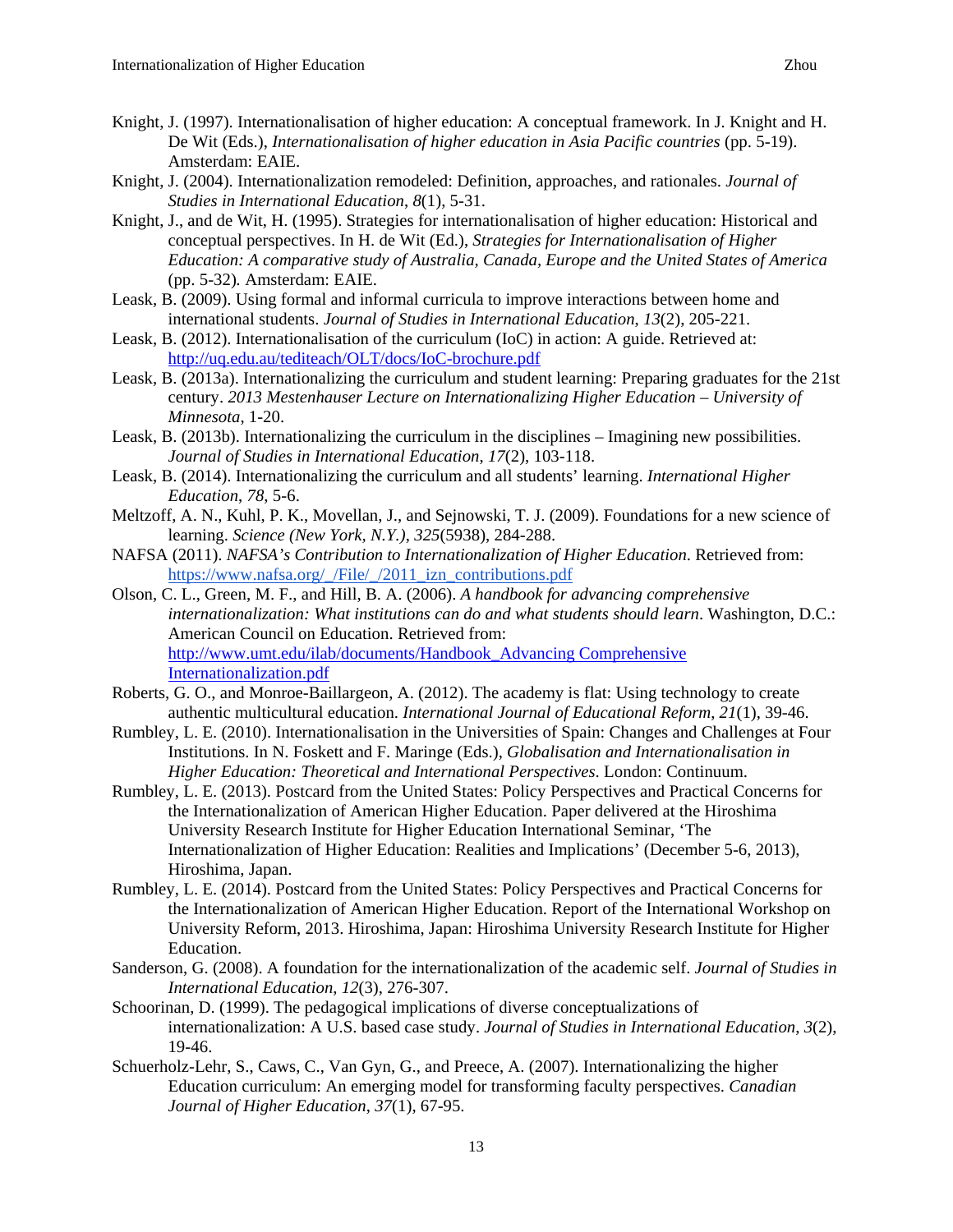Knight, J. (1997). Internationalisation of higher education: A conceptual framework. In J. Knight and H. De Wit (Eds.), *Internationalisation of higher education in Asia Pacific countries* (pp. 5-19). Amsterdam: EAIE.

Knight, J. (2004). Internationalization remodeled: Definition, approaches, and rationales. *Journal of Studies in International Education*, *8*(1), 5-31.

Knight, J., and de Wit, H. (1995). Strategies for internationalisation of higher education: Historical and conceptual perspectives. In H. de Wit (Ed.), *Strategies for Internationalisation of Higher Education: A comparative study of Australia, Canada, Europe and the United States of America* (pp. 5-32)*.* Amsterdam: EAIE.

Leask, B. (2009). Using formal and informal curricula to improve interactions between home and international students. *Journal of Studies in International Education*, *13*(2), 205-221.

Leask, B. (2012). Internationalisation of the curriculum (IoC) in action: A guide. Retrieved at: [http://uq.edu.au/tediteach/OLT/docs/IoC-brochure.pdf](http://uq.edu.au/tediteach/OLT/docs/IoC-brochure.pdf)

Leask, B. (2013a). Internationalizing the curriculum and student learning: Preparing graduates for the 21st century. *2013 Mestenhauser Lecture on Internationalizing Higher Education – University of Minnesota*, 1-20.

Leask, B. (2013b). Internationalizing the curriculum in the disciplines – Imagining new possibilities. *Journal of Studies in International Education*, *17*(2), 103-118.

Leask, B. (2014). Internationalizing the curriculum and all students' learning. *International Higher Education*, *78*, 5-6.

Meltzoff, A. N., Kuhl, P. K., Movellan, J., and Sejnowski, T. J. (2009). Foundations for a new science of learning. *Science (New York, N.Y.)*, *325*(5938), 284-288.

NAFSA (2011). *NAFSA's Contribution to Internationalization of Higher Education*. Retrieved from: [https://www.nafsa.org/_/File/_/2011_izn_contributions.pdf](https://www.nafsa.org/_/File/_/2011_izn_contributions.pdf)

Olson, C. L., Green, M. F., and Hill, B. A. (2006). *A handbook for advancing comprehensive internationalization: What institutions can do and what students should learn*. Washington, D.C.: American Council on Education. Retrieved from: [http://www.umt.edu/ilab/documents/Handbook_Advancing Comprehensive Internationalization.pdf](http://www.umt.edu/ilab/documents/Handbook_Advancing Comprehensive Internationalization.pdf)

Roberts, G. O., and Monroe-Baillargeon, A. (2012). The academy is flat: Using technology to create authentic multicultural education. *International Journal of Educational Reform*, *21*(1), 39-46.

Rumbley, L. E. (2010). Internationalisation in the Universities of Spain: Changes and Challenges at Four Institutions. In N. Foskett and F. Maringe (Eds.), *Globalisation and Internationalisation in Higher Education: Theoretical and International Perspectives*. London: Continuum.

Rumbley, L. E. (2013). Postcard from the United States: Policy Perspectives and Practical Concerns for the Internationalization of American Higher Education. Paper delivered at the Hiroshima University Research Institute for Higher Education International Seminar, 'The Internationalization of Higher Education: Realities and Implications' (December 5-6, 2013), Hiroshima, Japan.

Rumbley, L. E. (2014). Postcard from the United States: Policy Perspectives and Practical Concerns for the Internationalization of American Higher Education. Report of the International Workshop on University Reform, 2013. Hiroshima, Japan: Hiroshima University Research Institute for Higher Education.

Sanderson, G. (2008). A foundation for the internationalization of the academic self. *Journal of Studies in International Education*, *12*(3), 276-307.

Schoorinan, D. (1999). The pedagogical implications of diverse conceptualizations of internationalization: A U.S. based case study. *Journal of Studies in International Education*, *3*(2), 19-46.

Schuerholz-Lehr, S., Caws, C., Van Gyn, G., and Preece, A. (2007). Internationalizing the higher Education curriculum: An emerging model for transforming faculty perspectives. *Canadian Journal of Higher Education*, *37*(1), 67-95.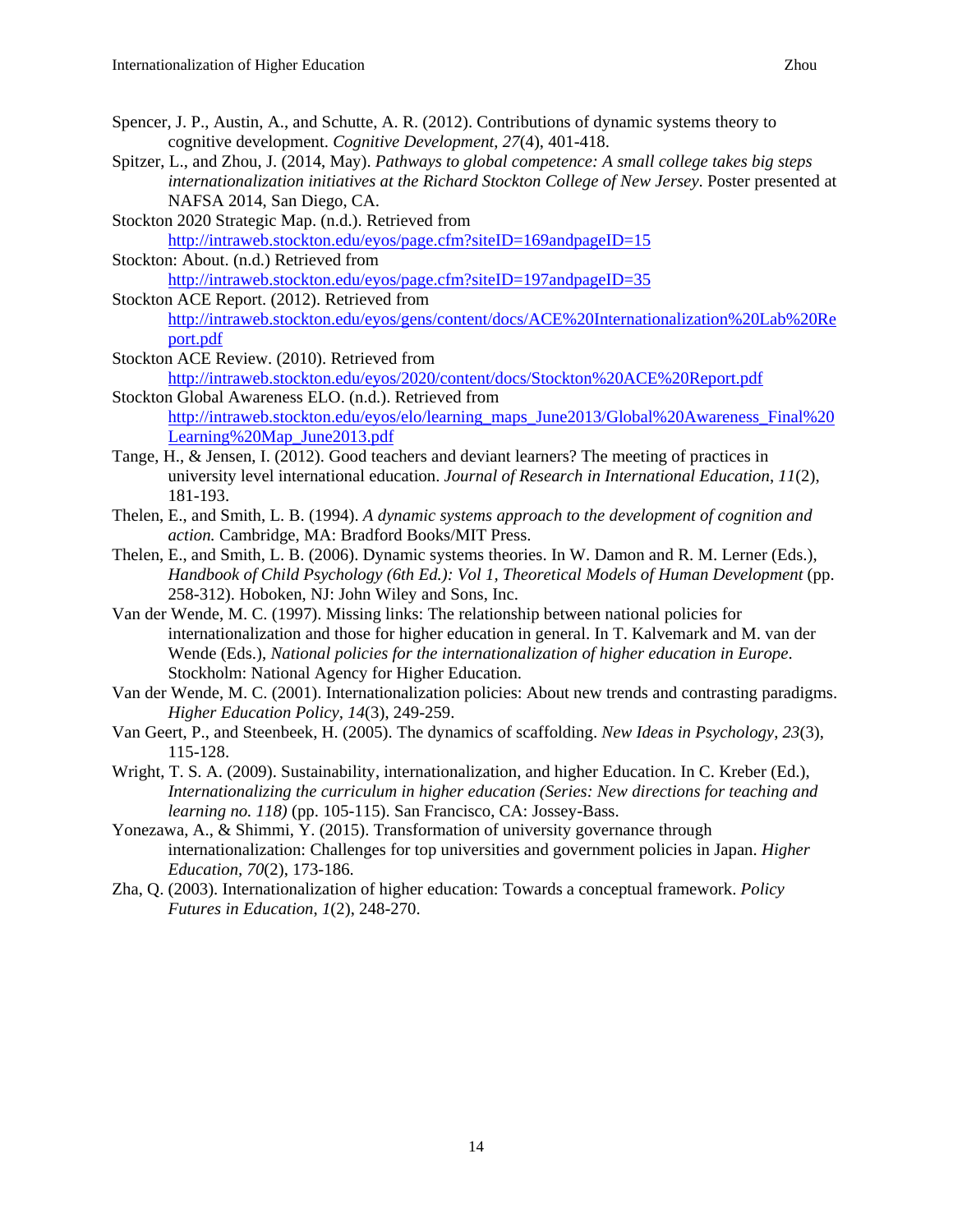Spencer, J. P., Austin, A., and Schutte, A. R. (2012). Contributions of dynamic systems theory to cognitive development. *Cognitive Development*, *27*(4), 401-418.

Spitzer, L., and Zhou, J. (2014, May). *Pathways to global competence: A small college takes big steps internationalization initiatives at the Richard Stockton College of New Jersey*. Poster presented at NAFSA 2014, San Diego, CA.

Stockton 2020 Strategic Map. (n.d.). Retrieved from http://intraweb.stockton.edu/eyos/page.cfm?siteID=169andpageID=15

Stockton: About. (n.d.) Retrieved from http://intraweb.stockton.edu/eyos/page.cfm?siteID=197andpageID=35

Stockton ACE Report. (2012). Retrieved from http://intraweb.stockton.edu/eyos/gens/content/docs/ACE%20Internationalization%20Lab%20Report.pdf

Stockton ACE Review. (2010). Retrieved from http://intraweb.stockton.edu/eyos/2020/content/docs/Stockton%20ACE%20Report.pdf

Stockton Global Awareness ELO. (n.d.). Retrieved from http://intraweb.stockton.edu/eyos/elo/learning_maps_June2013/Global%20Awareness_Final%20Learning%20Map_June2013.pdf

Tange, H., & Jensen, I. (2012). Good teachers and deviant learners? The meeting of practices in university level international education. *Journal of Research in International Education*, *11*(2), 181-193.

Thelen, E., and Smith, L. B. (1994). *A dynamic systems approach to the development of cognition and action.* Cambridge, MA: Bradford Books/MIT Press.

Thelen, E., and Smith, L. B. (2006). Dynamic systems theories. In W. Damon and R. M. Lerner (Eds.), *Handbook of Child Psychology (6th Ed.): Vol 1, Theoretical Models of Human Development* (pp. 258-312). Hoboken, NJ: John Wiley and Sons, Inc.

Van der Wende, M. C. (1997). Missing links: The relationship between national policies for internationalization and those for higher education in general. In T. Kalvemark and M. van der Wende (Eds.), *National policies for the internationalization of higher education in Europe*. Stockholm: National Agency for Higher Education.

Van der Wende, M. C. (2001). Internationalization policies: About new trends and contrasting paradigms. *Higher Education Policy*, *14*(3), 249-259.

Van Geert, P., and Steenbeek, H. (2005). The dynamics of scaffolding. *New Ideas in Psychology*, *23*(3), 115-128.

Wright, T. S. A. (2009). Sustainability, internationalization, and higher Education. In C. Kreber (Ed.), *Internationalizing the curriculum in higher education (Series: New directions for teaching and learning no. 118)* (pp. 105-115). San Francisco, CA: Jossey-Bass.

Yonezawa, A., & Shimmi, Y. (2015). Transformation of university governance through internationalization: Challenges for top universities and government policies in Japan. *Higher Education*, *70*(2), 173-186.

Zha, Q. (2003). Internationalization of higher education: Towards a conceptual framework. *Policy Futures in Education*, *1*(2), 248-270.